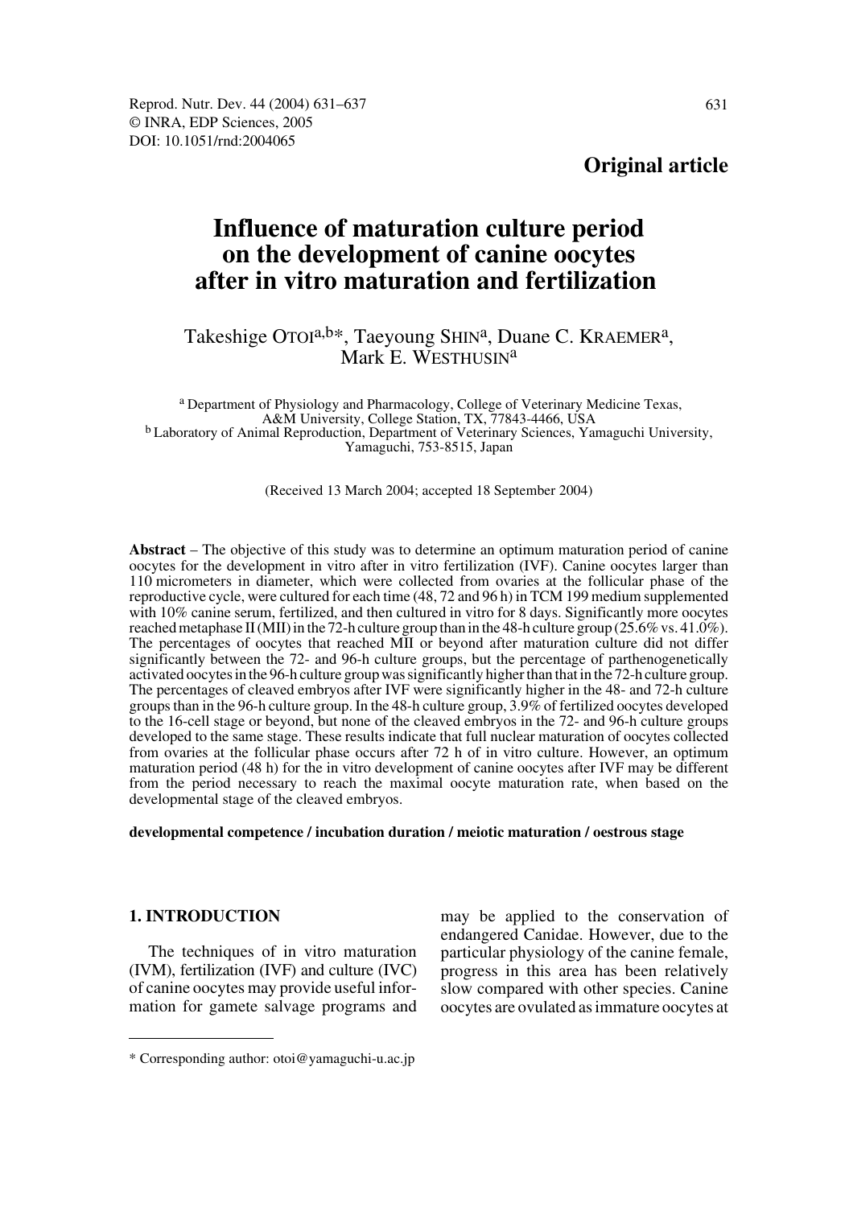**Original article**

# Influence of maturation culture period on the development of canine oocytes after in vitro maturation and fertilization

Takeshige OTOI[a,b]*, Taeyoung SHIN[a], Duane C. KRAEMER[a], Mark E. WESTHUSIN[a]

[a] Department of Physiology and Pharmacology, College of Veterinary Medicine Texas, A&M University, College Station, TX, 77843-4466, USA
[b] Laboratory of Animal Reproduction, Department of Veterinary Sciences, Yamaguchi University, Yamaguchi, 753-8515, Japan

(Received 13 March 2004; accepted 18 September 2004)

**Abstract** – The objective of this study was to determine an optimum maturation period of canine oocytes for the development in vitro after in vitro fertilization (IVF). Canine oocytes larger than 110 micrometers in diameter, which were collected from ovaries at the follicular phase of the reproductive cycle, were cultured for each time (48, 72 and 96 h) in TCM 199 medium supplemented with 10% canine serum, fertilized, and then cultured in vitro for 8 days. Significantly more oocytes reached metaphase II (MII) in the 72-h culture group than in the 48-h culture group (25.6% vs. 41.0%). The percentages of oocytes that reached MII or beyond after maturation culture did not differ significantly between the 72- and 96-h culture groups, but the percentage of parthenogenetically activated oocytes in the 96-h culture group was significantly higher than that in the 72-h culture group. The percentages of cleaved embryos after IVF were significantly higher in the 48- and 72-h culture groups than in the 96-h culture group. In the 48-h culture group, 3.9% of fertilized oocytes developed to the 16-cell stage or beyond, but none of the cleaved embryos in the 72- and 96-h culture groups developed to the same stage. These results indicate that full nuclear maturation of oocytes collected from ovaries at the follicular phase occurs after 72 h of in vitro culture. However, an optimum maturation period (48 h) for the in vitro development of canine oocytes after IVF may be different from the period necessary to reach the maximal oocyte maturation rate, when based on the developmental stage of the cleaved embryos.

**developmental competence / incubation duration / meiotic maturation / oestrous stage**

## 1. INTRODUCTION

The techniques of in vitro maturation (IVM), fertilization (IVF) and culture (IVC) of canine oocytes may provide useful information for gamete salvage programs and may be applied to the conservation of endangered Canidae. However, due to the particular physiology of the canine female, progress in this area has been relatively slow compared with other species. Canine oocytes are ovulated as immature oocytes at

* Corresponding author: otoi@yamaguchi-u.ac.jp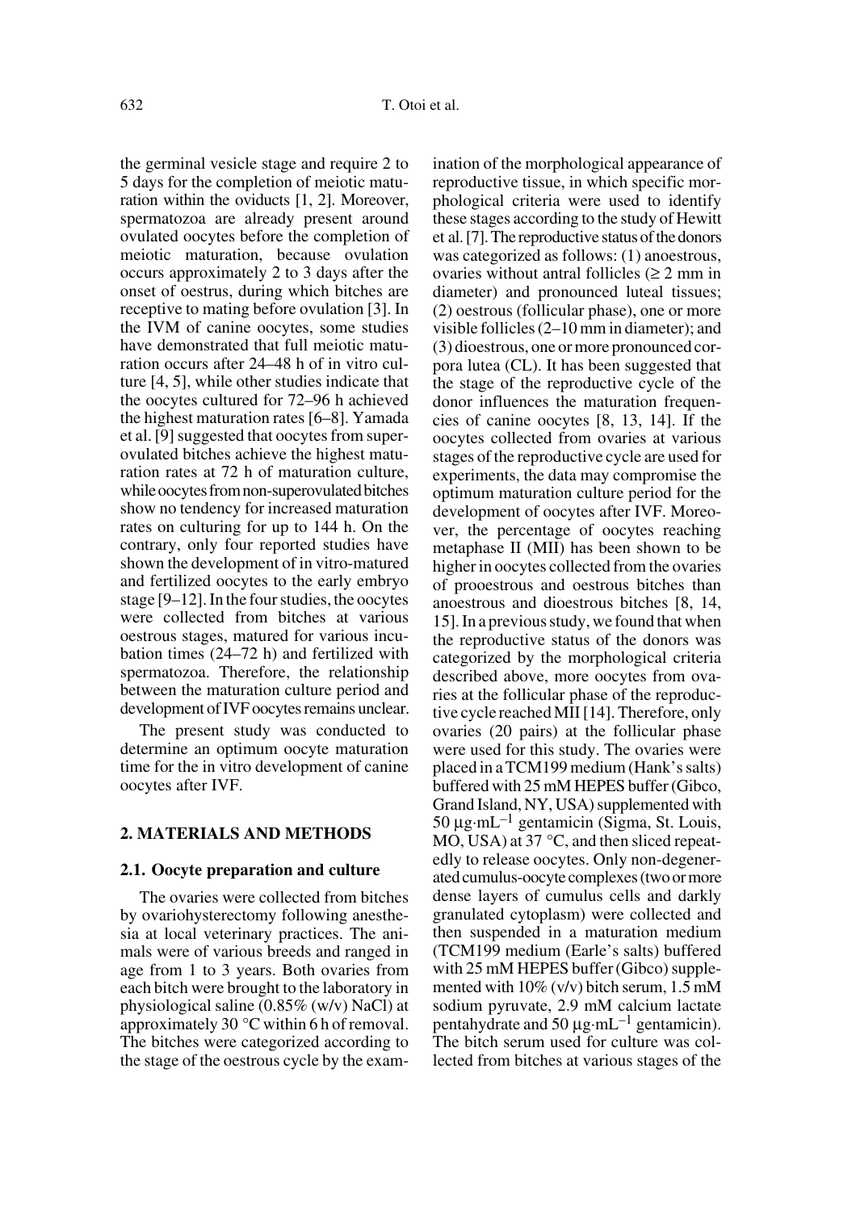the germinal vesicle stage and require 2 to 5 days for the completion of meiotic maturation within the oviducts [1, 2]. Moreover, spermatozoa are already present around ovulated oocytes before the completion of meiotic maturation, because ovulation occurs approximately 2 to 3 days after the onset of oestrus, during which bitches are receptive to mating before ovulation [3]. In the IVM of canine oocytes, some studies have demonstrated that full meiotic maturation occurs after 24–48 h of in vitro culture [4, 5], while other studies indicate that the oocytes cultured for 72–96 h achieved the highest maturation rates [6–8]. Yamada et al. [9] suggested that oocytes from superovulated bitches achieve the highest maturation rates at 72 h of maturation culture, while oocytes from non-superovulated bitches show no tendency for increased maturation rates on culturing for up to 144 h. On the contrary, only four reported studies have shown the development of in vitro-matured and fertilized oocytes to the early embryo stage [9–12]. In the four studies, the oocytes were collected from bitches at various oestrous stages, matured for various incubation times (24–72 h) and fertilized with spermatozoa. Therefore, the relationship between the maturation culture period and development of IVF oocytes remains unclear.

The present study was conducted to determine an optimum oocyte maturation time for the in vitro development of canine oocytes after IVF.

## 2. MATERIALS AND METHODS

### 2.1. Oocyte preparation and culture

The ovaries were collected from bitches by ovariohysterectomy following anesthesia at local veterinary practices. The animals were of various breeds and ranged in age from 1 to 3 years. Both ovaries from each bitch were brought to the laboratory in physiological saline (0.85% (w/v) NaCl) at approximately 30 °C within 6 h of removal. The bitches were categorized according to the stage of the oestrous cycle by the examination of the morphological appearance of reproductive tissue, in which specific morphological criteria were used to identify these stages according to the study of Hewitt et al. [7]. The reproductive status of the donors was categorized as follows: (1) anoestrous, ovaries without antral follicles (≥ 2 mm in diameter) and pronounced luteal tissues; (2) oestrous (follicular phase), one or more visible follicles (2–10 mm in diameter); and (3) dioestrous, one or more pronounced corpora lutea (CL). It has been suggested that the stage of the reproductive cycle of the donor influences the maturation frequencies of canine oocytes [8, 13, 14]. If the oocytes collected from ovaries at various stages of the reproductive cycle are used for experiments, the data may compromise the optimum maturation culture period for the development of oocytes after IVF. Moreover, the percentage of oocytes reaching metaphase II (MII) has been shown to be higher in oocytes collected from the ovaries of prooestrous and oestrous bitches than anoestrous and dioestrous bitches [8, 14, 15]. In a previous study, we found that when the reproductive status of the donors was categorized by the morphological criteria described above, more oocytes from ovaries at the follicular phase of the reproductive cycle reached MII [14]. Therefore, only ovaries (20 pairs) at the follicular phase were used for this study. The ovaries were placed in a TCM199 medium (Hank's salts) buffered with 25 mM HEPES buffer (Gibco, Grand Island, NY, USA) supplemented with 50 $\mu g \cdot mL^{-1}$ gentamicin (Sigma, St. Louis, MO, USA) at 37 °C, and then sliced repeatedly to release oocytes. Only non-degenerated cumulus-oocyte complexes (two or more dense layers of cumulus cells and darkly granulated cytoplasm) were collected and then suspended in a maturation medium (TCM199 medium (Earle's salts) buffered with 25 mM HEPES buffer (Gibco) supplemented with 10% (v/v) bitch serum, 1.5 mM sodium pyruvate, 2.9 mM calcium lactate pentahydrate and 50 $\mu g \cdot mL^{-1}$ gentamicin). The bitch serum used for culture was collected from bitches at various stages of the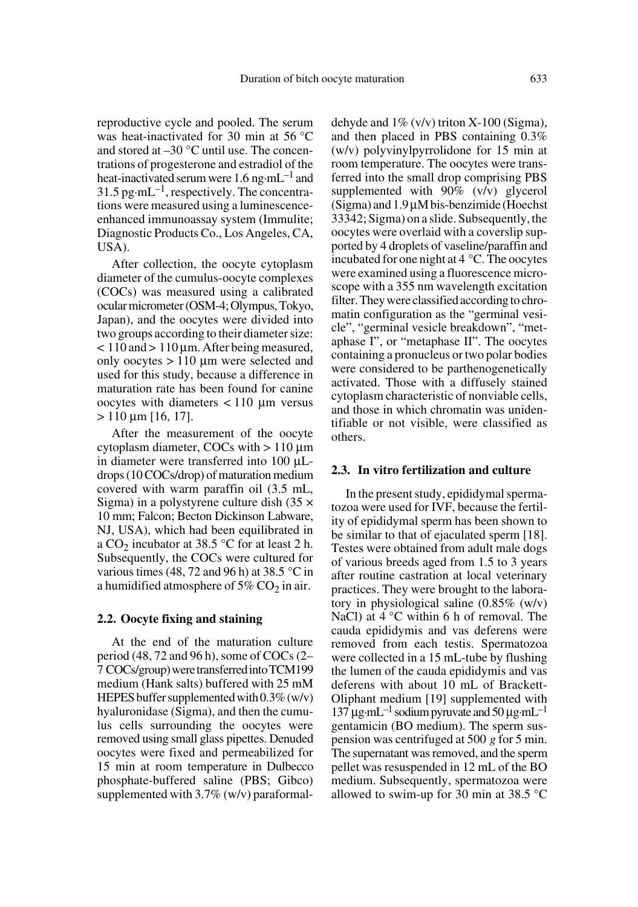reproductive cycle and pooled. The serum was heat-inactivated for 30 min at 56 °C and stored at –30 °C until use. The concentrations of progesterone and estradiol of the heat-inactivated serum were 1.6 ng·mL$^{-1}$ and 31.5 pg·mL$^{-1}$, respectively. The concentrations were measured using a luminescence-enhanced immunoassay system (Immulite; Diagnostic Products Co., Los Angeles, CA, USA).

After collection, the oocyte cytoplasm diameter of the cumulus-oocyte complexes (COCs) was measured using a calibrated ocular micrometer (OSM-4; Olympus, Tokyo, Japan), and the oocytes were divided into two groups according to their diameter size: < 110 and > 110 µm. After being measured, only oocytes > 110 µm were selected and used for this study, because a difference in maturation rate has been found for canine oocytes with diameters < 110 µm versus > 110 µm [16, 17].

After the measurement of the oocyte cytoplasm diameter, COCs with > 110 µm in diameter were transferred into 100 µL-drops (10 COCs/drop) of maturation medium covered with warm paraffin oil (3.5 mL, Sigma) in a polystyrene culture dish (35 × 10 mm; Falcon; Becton Dickinson Labware, NJ, USA), which had been equilibrated in a $CO_2$ incubator at 38.5 °C for at least 2 h. Subsequently, the COCs were cultured for various times (48, 72 and 96 h) at 38.5 °C in a humidified atmosphere of 5% $CO_2$ in air.

### 2.2. Oocyte fixing and staining

At the end of the maturation culture period (48, 72 and 96 h), some of COCs (2–7 COCs/group) were transferred into TCM199 medium (Hank salts) buffered with 25 mM HEPES buffer supplemented with 0.3% (w/v) hyaluronidase (Sigma), and then the cumulus cells surrounding the oocytes were removed using small glass pipettes. Denuded oocytes were fixed and permeabilized for 15 min at room temperature in Dulbecco phosphate-buffered saline (PBS; Gibco) supplemented with 3.7% (w/v) paraformaldehyde and 1% (v/v) triton X-100 (Sigma), and then placed in PBS containing 0.3% (w/v) polyvinylpyrrolidone for 15 min at room temperature. The oocytes were transferred into the small drop comprising PBS supplemented with 90% (v/v) glycerol (Sigma) and 1.9 µM bis-benzimide (Hoechst 33342; Sigma) on a slide. Subsequently, the oocytes were overlaid with a coverslip supported by 4 droplets of vaseline/paraffin and incubated for one night at 4 °C. The oocytes were examined using a fluorescence microscope with a 355 nm wavelength excitation filter. They were classified according to chromatin configuration as the "germinal vesicle", "germinal vesicle breakdown", "metaphase I", or "metaphase II". The oocytes containing a pronucleus or two polar bodies were considered to be parthenogenetically activated. Those with a diffusely stained cytoplasm characteristic of nonviable cells, and those in which chromatin was unidentifiable or not visible, were classified as others.

### 2.3. In vitro fertilization and culture

In the present study, epididymal spermatozoa were used for IVF, because the fertility of epididymal sperm has been shown to be similar to that of ejaculated sperm [18]. Testes were obtained from adult male dogs of various breeds aged from 1.5 to 3 years after routine castration at local veterinary practices. They were brought to the laboratory in physiological saline (0.85% (w/v) NaCl) at 4 °C within 6 h of removal. The cauda epididymis and vas deferens were removed from each testis. Spermatozoa were collected in a 15 mL-tube by flushing the lumen of the cauda epididymis and vas deferens with about 10 mL of Brackett-Oliphant medium [19] supplemented with 137 µg·mL$^{-1}$ sodium pyruvate and 50 µg·mL$^{-1}$ gentamicin (BO medium). The sperm suspension was centrifuged at 500 *g* for 5 min. The supernatant was removed, and the sperm pellet was resuspended in 12 mL of the BO medium. Subsequently, spermatozoa were allowed to swim-up for 30 min at 38.5 °C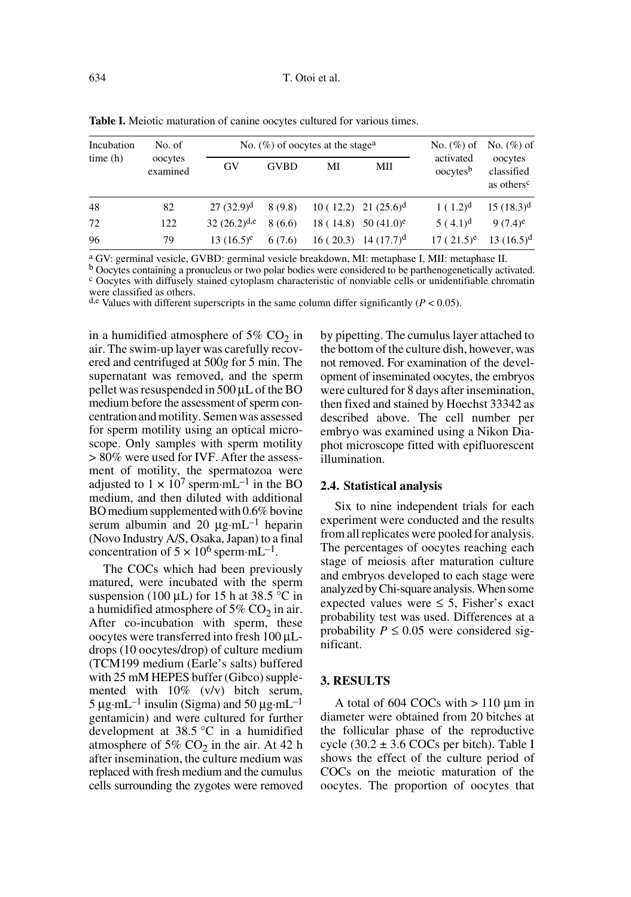**Table I.** Meiotic maturation of canine oocytes cultured for various times.

| Incubation time (h) | No. of oocytes examined | No. (%) of oocytes at the stage[a] | | | | No. (%) of activated oocytes[b] | No. (%) of oocytes classified as others[c] |
|---|---|---|---|---|---|---|---|
| | | GV | GVBD | MI | MII | | |
| 48 | 82 | 27 (32.9)[d] | 8 (9.8) | 10 ( 12.2) | 21 (25.6)[d] | 1 ( 1.2)[d] | 15 (18.3)[d] |
| 72 | 122 | 32 (26.2)[d,e] | 8 (6.6) | 18 ( 14.8) | 50 (41.0)[e] | 5 ( 4.1)[d] | 9 (7.4)[e] |
| 96 | 79 | 13 (16.5)[e] | 6 (7.6) | 16 ( 20.3) | 14 (17.7)[d] | 17 ( 21.5)[e] | 13 (16.5)[d] |

[a] GV: germinal vesicle, GVBD: germinal vesicle breakdown, MI: metaphase I, MII: metaphase II.
[b] Oocytes containing a pronucleus or two polar bodies were considered to be parthenogenetically activated.
[c] Oocytes with diffusely stained cytoplasm characteristic of nonviable cells or unidentifiable chromatin were classified as others.
[d,e] Values with different superscripts in the same column differ significantly ($P < 0.05$).

in a humidified atmosphere of 5% $CO_2$ in air. The swim-up layer was carefully recovered and centrifuged at 500*g* for 5 min. The supernatant was removed, and the sperm pellet was resuspended in 500 µL of the BO medium before the assessment of sperm concentration and motility. Semen was assessed for sperm motility using an optical microscope. Only samples with sperm motility > 80% were used for IVF. After the assessment of motility, the spermatozoa were adjusted to $1 \times 10^7$ sperm·mL$^{-1}$ in the BO medium, and then diluted with additional BO medium supplemented with 0.6% bovine serum albumin and 20 µg·mL$^{-1}$ heparin (Novo Industry A/S, Osaka, Japan) to a final concentration of $5 \times 10^6$ sperm·mL$^{-1}$.

The COCs which had been previously matured, were incubated with the sperm suspension (100 µL) for 15 h at 38.5 °C in a humidified atmosphere of 5% $CO_2$ in air. After co-incubation with sperm, these oocytes were transferred into fresh 100 µL-drops (10 oocytes/drop) of culture medium (TCM199 medium (Earle's salts) buffered with 25 mM HEPES buffer (Gibco) supplemented with 10% (v/v) bitch serum, 5 µg·mL$^{-1}$ insulin (Sigma) and 50 µg·mL$^{-1}$ gentamicin) and were cultured for further development at 38.5 °C in a humidified atmosphere of 5% $CO_2$ in the air. At 42 h after insemination, the culture medium was replaced with fresh medium and the cumulus cells surrounding the zygotes were removed by pipetting. The cumulus layer attached to the bottom of the culture dish, however, was not removed. For examination of the development of inseminated oocytes, the embryos were cultured for 8 days after insemination, then fixed and stained by Hoechst 33342 as described above. The cell number per embryo was examined using a Nikon Diaphot microscope fitted with epifluorescent illumination.

### 2.4. Statistical analysis

Six to nine independent trials for each experiment were conducted and the results from all replicates were pooled for analysis. The percentages of oocytes reaching each stage of meiosis after maturation culture and embryos developed to each stage were analyzed by Chi-square analysis. When some expected values were ≤ 5, Fisher's exact probability test was used. Differences at a probability $P \leq 0.05$ were considered significant.

## 3. RESULTS

A total of 604 COCs with > 110 µm in diameter were obtained from 20 bitches at the follicular phase of the reproductive cycle (30.2 ± 3.6 COCs per bitch). Table I shows the effect of the culture period of COCs on the meiotic maturation of the oocytes. The proportion of oocytes that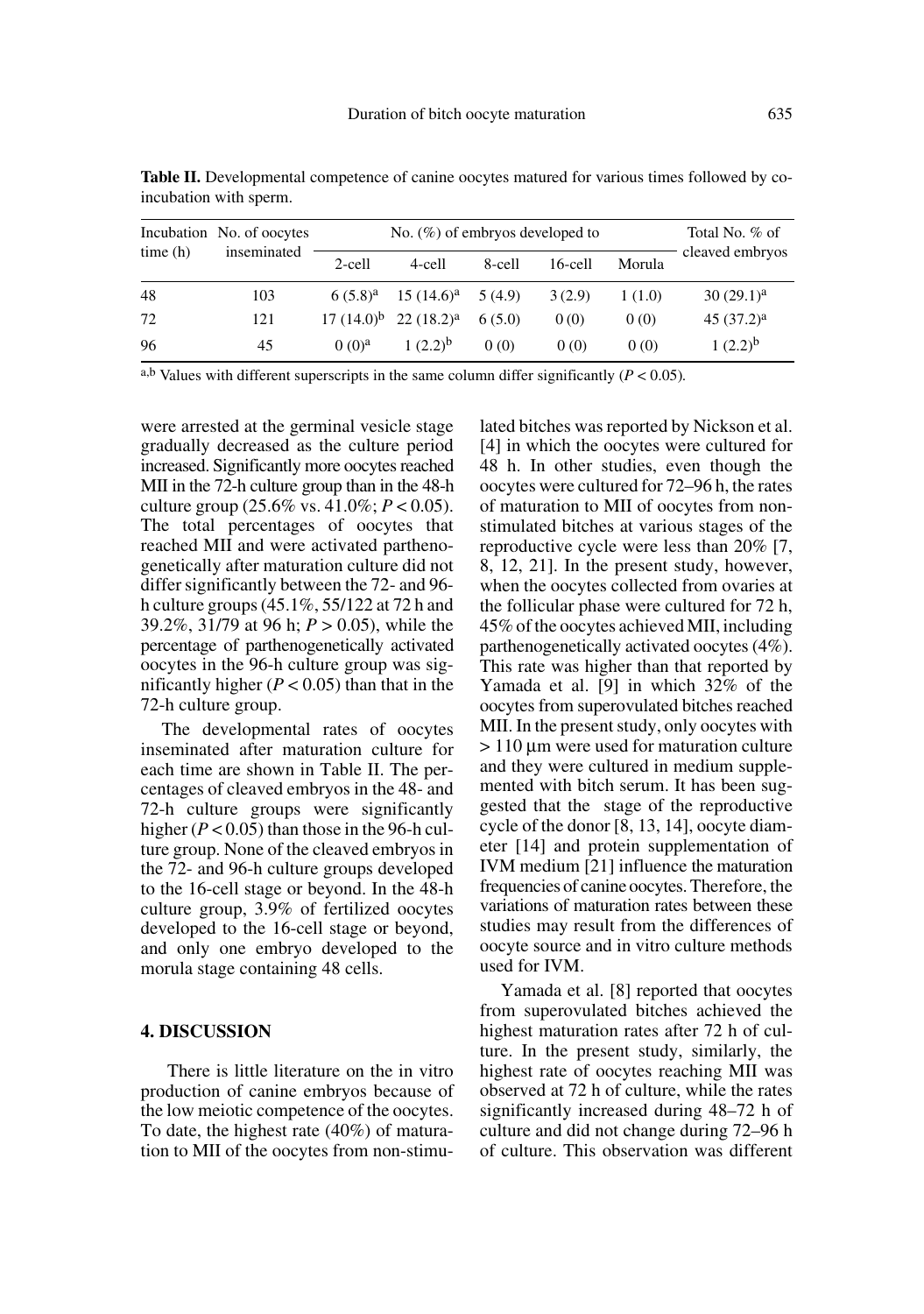**Table II.** Developmental competence of canine oocytes matured for various times followed by co-incubation with sperm.

| Incubation time (h) | No. of oocytes inseminated | No. (%) of embryos developed to | | | | | Total No. % of cleaved embryos |
|---|---|---|---|---|---|---|---|
| | | 2-cell | 4-cell | 8-cell | 16-cell | Morula | |
| 48 | 103 | 6 (5.8)[a] | 15 (14.6)[a] | 5 (4.9) | 3 (2.9) | 1 (1.0) | 30 (29.1)[a] |
| 72 | 121 | 17 (14.0)[b] | 22 (18.2)[a] | 6 (5.0) | 0 (0) | 0 (0) | 45 (37.2)[a] |
| 96 | 45 | 0 (0)[a] | 1 (2.2)[b] | 0 (0) | 0 (0) | 0 (0) | 1 (2.2)[b] |

[a,b] Values with different superscripts in the same column differ significantly ($P < 0.05$).

were arrested at the germinal vesicle stage gradually decreased as the culture period increased. Significantly more oocytes reached MII in the 72-h culture group than in the 48-h culture group (25.6% vs. 41.0%; $P < 0.05$). The total percentages of oocytes that reached MII and were activated parthenogenetically after maturation culture did not differ significantly between the 72- and 96-h culture groups (45.1%, 55/122 at 72 h and 39.2%, 31/79 at 96 h; $P > 0.05$), while the percentage of parthenogenetically activated oocytes in the 96-h culture group was significantly higher ($P < 0.05$) than that in the 72-h culture group.

The developmental rates of oocytes inseminated after maturation culture for each time are shown in Table II. The percentages of cleaved embryos in the 48- and 72-h culture groups were significantly higher ($P < 0.05$) than those in the 96-h culture group. None of the cleaved embryos in the 72- and 96-h culture groups developed to the 16-cell stage or beyond. In the 48-h culture group, 3.9% of fertilized oocytes developed to the 16-cell stage or beyond, and only one embryo developed to the morula stage containing 48 cells.

## 4. DISCUSSION

There is little literature on the in vitro production of canine embryos because of the low meiotic competence of the oocytes. To date, the highest rate (40%) of maturation to MII of the oocytes from non-stimulated bitches was reported by Nickson et al. [4] in which the oocytes were cultured for 48 h. In other studies, even though the oocytes were cultured for 72–96 h, the rates of maturation to MII of oocytes from non-stimulated bitches at various stages of the reproductive cycle were less than 20% [7, 8, 12, 21]. In the present study, however, when the oocytes collected from ovaries at the follicular phase were cultured for 72 h, 45% of the oocytes achieved MII, including parthenogenetically activated oocytes (4%). This rate was higher than that reported by Yamada et al. [9] in which 32% of the oocytes from superovulated bitches reached MII. In the present study, only oocytes with > 110 µm were used for maturation culture and they were cultured in medium supplemented with bitch serum. It has been suggested that the stage of the reproductive cycle of the donor [8, 13, 14], oocyte diameter [14] and protein supplementation of IVM medium [21] influence the maturation frequencies of canine oocytes. Therefore, the variations of maturation rates between these studies may result from the differences of oocyte source and in vitro culture methods used for IVM.

Yamada et al. [8] reported that oocytes from superovulated bitches achieved the highest maturation rates after 72 h of culture. In the present study, similarly, the highest rate of oocytes reaching MII was observed at 72 h of culture, while the rates significantly increased during 48–72 h of culture and did not change during 72–96 h of culture. This observation was different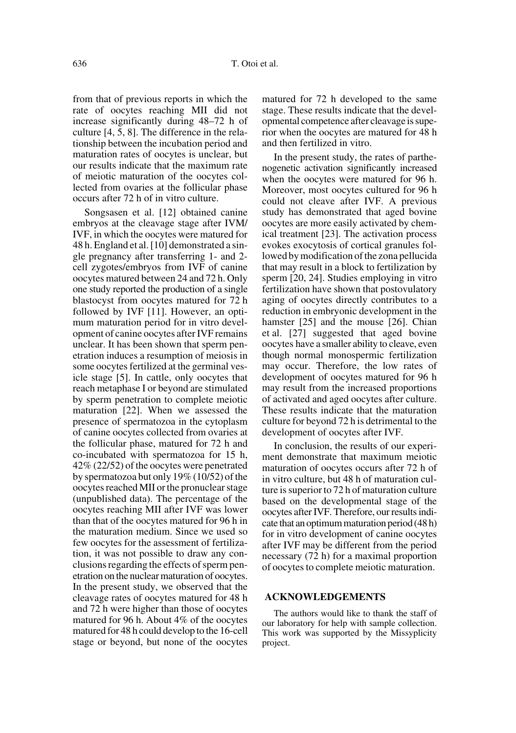from that of previous reports in which the rate of oocytes reaching MII did not increase significantly during 48–72 h of culture [4, 5, 8]. The difference in the relationship between the incubation period and maturation rates of oocytes is unclear, but our results indicate that the maximum rate of meiotic maturation of the oocytes collected from ovaries at the follicular phase occurs after 72 h of in vitro culture.

Songsasen et al. [12] obtained canine embryos at the cleavage stage after IVM/IVF, in which the oocytes were matured for 48 h. England et al. [10] demonstrated a single pregnancy after transferring 1- and 2-cell zygotes/embryos from IVF of canine oocytes matured between 24 and 72 h. Only one study reported the production of a single blastocyst from oocytes matured for 72 h followed by IVF [11]. However, an optimum maturation period for in vitro development of canine oocytes after IVF remains unclear. It has been shown that sperm penetration induces a resumption of meiosis in some oocytes fertilized at the germinal vesicle stage [5]. In cattle, only oocytes that reach metaphase I or beyond are stimulated by sperm penetration to complete meiotic maturation [22]. When we assessed the presence of spermatozoa in the cytoplasm of canine oocytes collected from ovaries at the follicular phase, matured for 72 h and co-incubated with spermatozoa for 15 h, 42% (22/52) of the oocytes were penetrated by spermatozoa but only 19% (10/52) of the oocytes reached MII or the pronuclear stage (unpublished data). The percentage of the oocytes reaching MII after IVF was lower than that of the oocytes matured for 96 h in the maturation medium. Since we used so few oocytes for the assessment of fertilization, it was not possible to draw any conclusions regarding the effects of sperm penetration on the nuclear maturation of oocytes. In the present study, we observed that the cleavage rates of oocytes matured for 48 h and 72 h were higher than those of oocytes matured for 96 h. About 4% of the oocytes matured for 48 h could develop to the 16-cell stage or beyond, but none of the oocytes matured for 72 h developed to the same stage. These results indicate that the developmental competence after cleavage is superior when the oocytes are matured for 48 h and then fertilized in vitro.

In the present study, the rates of parthenogenetic activation significantly increased when the oocytes were matured for 96 h. Moreover, most oocytes cultured for 96 h could not cleave after IVF. A previous study has demonstrated that aged bovine oocytes are more easily activated by chemical treatment [23]. The activation process evokes exocytosis of cortical granules followed by modification of the zona pellucida that may result in a block to fertilization by sperm [20, 24]. Studies employing in vitro fertilization have shown that postovulatory aging of oocytes directly contributes to a reduction in embryonic development in the hamster [25] and the mouse [26]. Chian et al. [27] suggested that aged bovine oocytes have a smaller ability to cleave, even though normal monospermic fertilization may occur. Therefore, the low rates of development of oocytes matured for 96 h may result from the increased proportions of activated and aged oocytes after culture. These results indicate that the maturation culture for beyond 72 h is detrimental to the development of oocytes after IVF.

In conclusion, the results of our experiment demonstrate that maximum meiotic maturation of oocytes occurs after 72 h of in vitro culture, but 48 h of maturation culture is superior to 72 h of maturation culture based on the developmental stage of the oocytes after IVF. Therefore, our results indicate that an optimum maturation period (48 h) for in vitro development of canine oocytes after IVF may be different from the period necessary (72 h) for a maximal proportion of oocytes to complete meiotic maturation.

## ACKNOWLEDGEMENTS

The authors would like to thank the staff of our laboratory for help with sample collection. This work was supported by the Missyplicity project.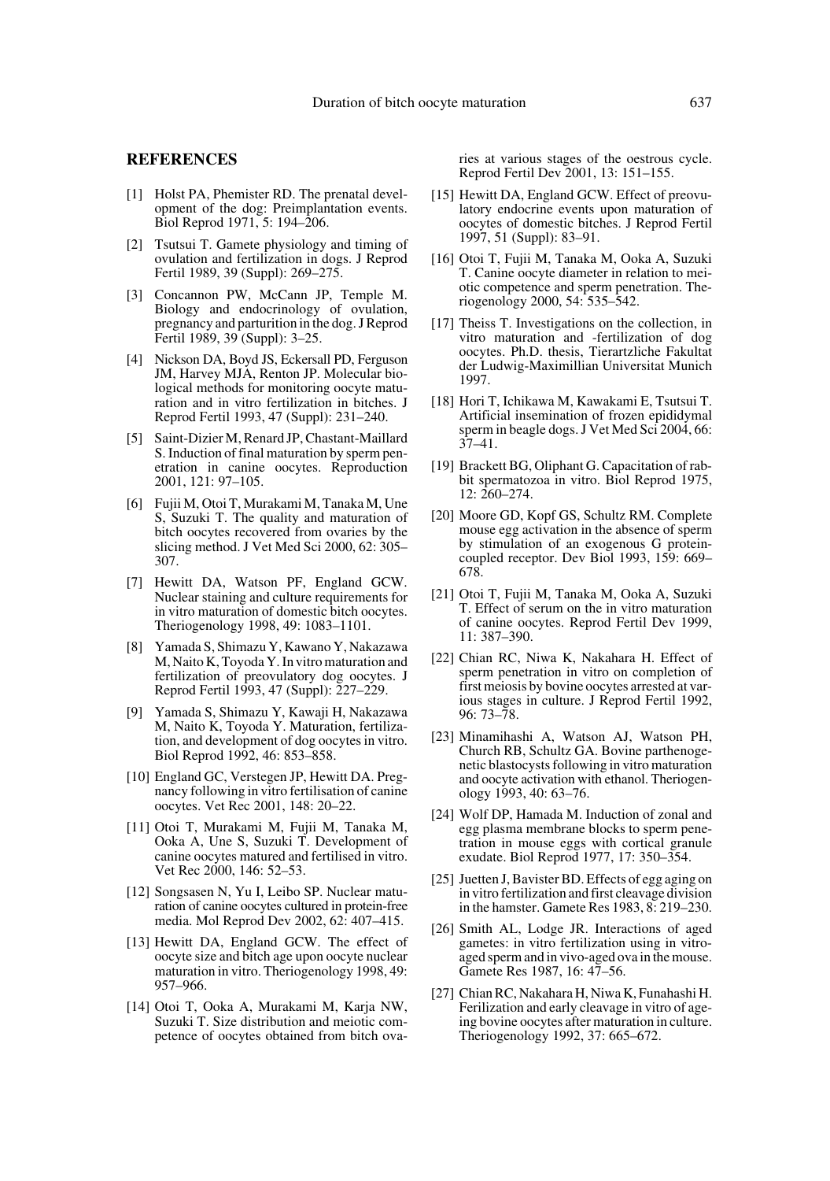## REFERENCES

[1] Holst PA, Phemister RD. The prenatal development of the dog: Preimplantation events. Biol Reprod 1971, 5: 194–206.

[2] Tsutsui T. Gamete physiology and timing of ovulation and fertilization in dogs. J Reprod Fertil 1989, 39 (Suppl): 269–275.

[3] Concannon PW, McCann JP, Temple M. Biology and endocrinology of ovulation, pregnancy and parturition in the dog. J Reprod Fertil 1989, 39 (Suppl): 3–25.

[4] Nickson DA, Boyd JS, Eckersall PD, Ferguson JM, Harvey MJA, Renton JP. Molecular biological methods for monitoring oocyte maturation and in vitro fertilization in bitches. J Reprod Fertil 1993, 47 (Suppl): 231–240.

[5] Saint-Dizier M, Renard JP, Chastant-Maillard S. Induction of final maturation by sperm penetration in canine oocytes. Reproduction 2001, 121: 97–105.

[6] Fujii M, Otoi T, Murakami M, Tanaka M, Une S, Suzuki T. The quality and maturation of bitch oocytes recovered from ovaries by the slicing method. J Vet Med Sci 2000, 62: 305–307.

[7] Hewitt DA, Watson PF, England GCW. Nuclear staining and culture requirements for in vitro maturation of domestic bitch oocytes. Theriogenology 1998, 49: 1083–1101.

[8] Yamada S, Shimazu Y, Kawano Y, Nakazawa M, Naito K, Toyoda Y. In vitro maturation and fertilization of preovulatory dog oocytes. J Reprod Fertil 1993, 47 (Suppl): 227–229.

[9] Yamada S, Shimazu Y, Kawaji H, Nakazawa M, Naito K, Toyoda Y. Maturation, fertilization, and development of dog oocytes in vitro. Biol Reprod 1992, 46: 853–858.

[10] England GC, Verstegen JP, Hewitt DA. Pregnancy following in vitro fertilisation of canine oocytes. Vet Rec 2001, 148: 20–22.

[11] Otoi T, Murakami M, Fujii M, Tanaka M, Ooka A, Une S, Suzuki T. Development of canine oocytes matured and fertilised in vitro. Vet Rec 2000, 146: 52–53.

[12] Songsasen N, Yu I, Leibo SP. Nuclear maturation of canine oocytes cultured in protein-free media. Mol Reprod Dev 2002, 62: 407–415.

[13] Hewitt DA, England GCW. The effect of oocyte size and bitch age upon oocyte nuclear maturation in vitro. Theriogenology 1998, 49: 957–966.

[14] Otoi T, Ooka A, Murakami M, Karja NW, Suzuki T. Size distribution and meiotic competence of oocytes obtained from bitch ovaries at various stages of the oestrous cycle. Reprod Fertil Dev 2001, 13: 151–155.

[15] Hewitt DA, England GCW. Effect of preovulatory endocrine events upon maturation of oocytes of domestic bitches. J Reprod Fertil 1997, 51 (Suppl): 83–91.

[16] Otoi T, Fujii M, Tanaka M, Ooka A, Suzuki T. Canine oocyte diameter in relation to meiotic competence and sperm penetration. Theriogenology 2000, 54: 535–542.

[17] Theiss T. Investigations on the collection, in vitro maturation and -fertilization of dog oocytes. Ph.D. thesis, Tierartzliche Fakultat der Ludwig-Maximillian Universitat Munich 1997.

[18] Hori T, Ichikawa M, Kawakami E, Tsutsui T. Artificial insemination of frozen epididymal sperm in beagle dogs. J Vet Med Sci 2004, 66: 37–41.

[19] Brackett BG, Oliphant G. Capacitation of rabbit spermatozoa in vitro. Biol Reprod 1975, 12: 260–274.

[20] Moore GD, Kopf GS, Schultz RM. Complete mouse egg activation in the absence of sperm by stimulation of an exogenous G protein-coupled receptor. Dev Biol 1993, 159: 669–678.

[21] Otoi T, Fujii M, Tanaka M, Ooka A, Suzuki T. Effect of serum on the in vitro maturation of canine oocytes. Reprod Fertil Dev 1999, 11: 387–390.

[22] Chian RC, Niwa K, Nakahara H. Effect of sperm penetration in vitro on completion of first meiosis by bovine oocytes arrested at various stages in culture. J Reprod Fertil 1992, 96: 73–78.

[23] Minamihashi A, Watson AJ, Watson PH, Church RB, Schultz GA. Bovine parthenogenetic blastocysts following in vitro maturation and oocyte activation with ethanol. Theriogenology 1993, 40: 63–76.

[24] Wolf DP, Hamada M. Induction of zonal and egg plasma membrane blocks to sperm penetration in mouse eggs with cortical granule exudate. Biol Reprod 1977, 17: 350–354.

[25] Juetten J, Bavister BD. Effects of egg aging on in vitro fertilization and first cleavage division in the hamster. Gamete Res 1983, 8: 219–230.

[26] Smith AL, Lodge JR. Interactions of aged gametes: in vitro fertilization using in vitro-aged sperm and in vivo-aged ova in the mouse. Gamete Res 1987, 16: 47–56.

[27] Chian RC, Nakahara H, Niwa K, Funahashi H. Ferilization and early cleavage in vitro of ageing bovine oocytes after maturation in culture. Theriogenology 1992, 37: 665–672.